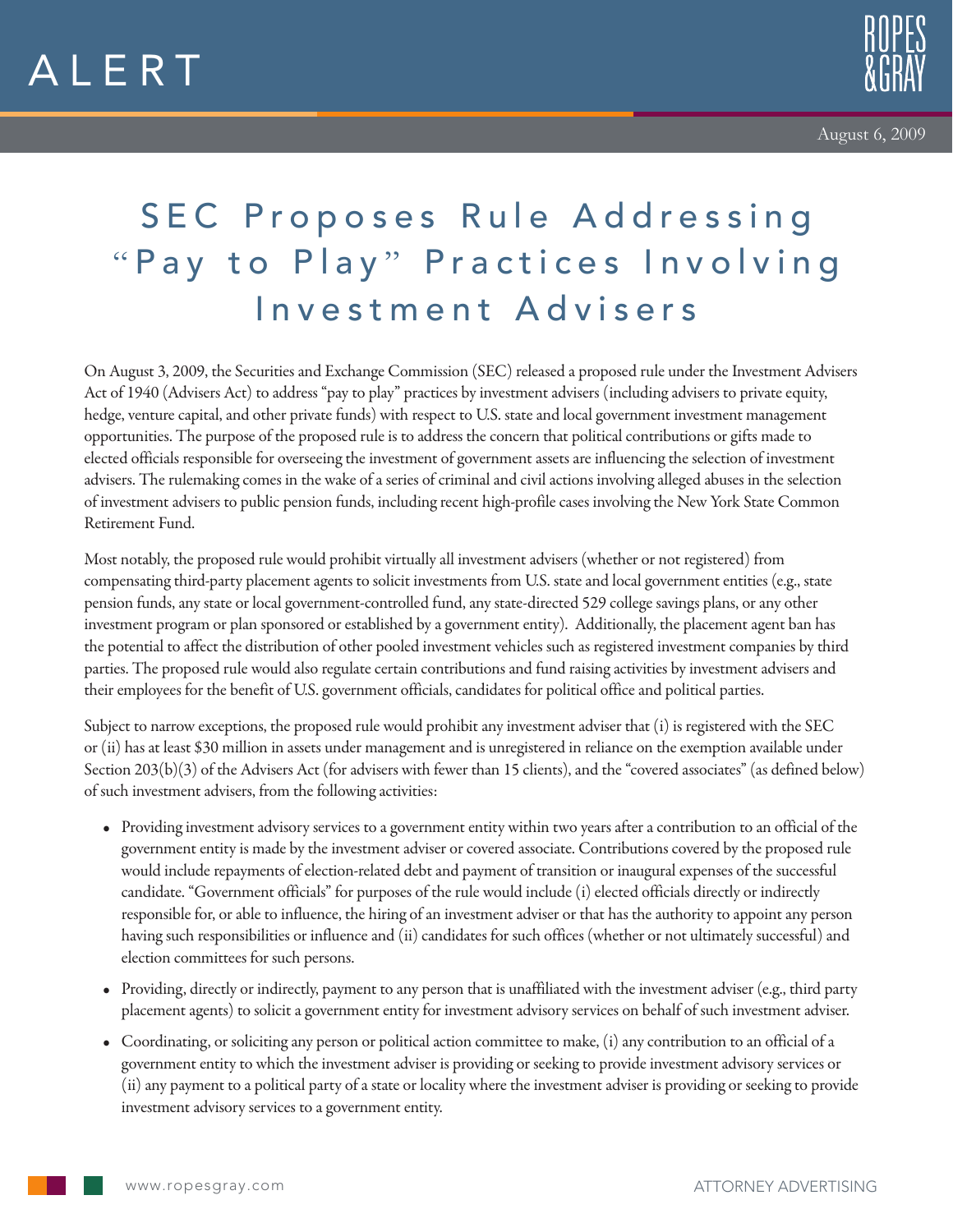# ALERT

August 6, 2009

# SEC Proposes Rule Addressing "Pay to Play" Practices Involving Investment Advisers

On August 3, 2009, the Securities and Exchange Commission (SEC) released a proposed rule under the Investment Advisers Act of 1940 (Advisers Act) to address "pay to play" practices by investment advisers (including advisers to private equity, hedge, venture capital, and other private funds) with respect to U.S. state and local government investment management opportunities. The purpose of the proposed rule is to address the concern that political contributions or gifts made to elected officials responsible for overseeing the investment of government assets are influencing the selection of investment advisers. The rulemaking comes in the wake of a series of criminal and civil actions involving alleged abuses in the selection of investment advisers to public pension funds, including recent high-profile cases involving the New York State Common Retirement Fund.

Most notably, the proposed rule would prohibit virtually all investment advisers (whether or not registered) from compensating third-party placement agents to solicit investments from U.S. state and local government entities (e.g., state pension funds, any state or local government-controlled fund, any state-directed 529 college savings plans, or any other investment program or plan sponsored or established by a government entity). Additionally, the placement agent ban has the potential to affect the distribution of other pooled investment vehicles such as registered investment companies by third parties. The proposed rule would also regulate certain contributions and fund raising activities by investment advisers and their employees for the benefit of U.S. government officials, candidates for political office and political parties.

Subject to narrow exceptions, the proposed rule would prohibit any investment adviser that (i) is registered with the SEC or (ii) has at least $30 million in assets under management and is unregistered in reliance on the exemption available under Section 203(b)(3) of the Advisers Act (for advisers with fewer than 15 clients), and the "covered associates" (as defined below) of such investment advisers, from the following activities:

- Providing investment advisory services to a government entity within two years after a contribution to an official of the government entity is made by the investment adviser or covered associate. Contributions covered by the proposed rule would include repayments of election-related debt and payment of transition or inaugural expenses of the successful candidate. "Government officials" for purposes of the rule would include (i) elected officials directly or indirectly responsible for, or able to influence, the hiring of an investment adviser or that has the authority to appoint any person having such responsibilities or influence and (ii) candidates for such offices (whether or not ultimately successful) and election committees for such persons.
- Providing, directly or indirectly, payment to any person that is unaffiliated with the investment adviser (e.g., third party placement agents) to solicit a government entity for investment advisory services on behalf of such investment adviser.
- Coordinating, or soliciting any person or political action committee to make, (i) any contribution to an official of a government entity to which the investment adviser is providing or seeking to provide investment advisory services or (ii) any payment to a political party of a state or locality where the investment adviser is providing or seeking to provide investment advisory services to a government entity.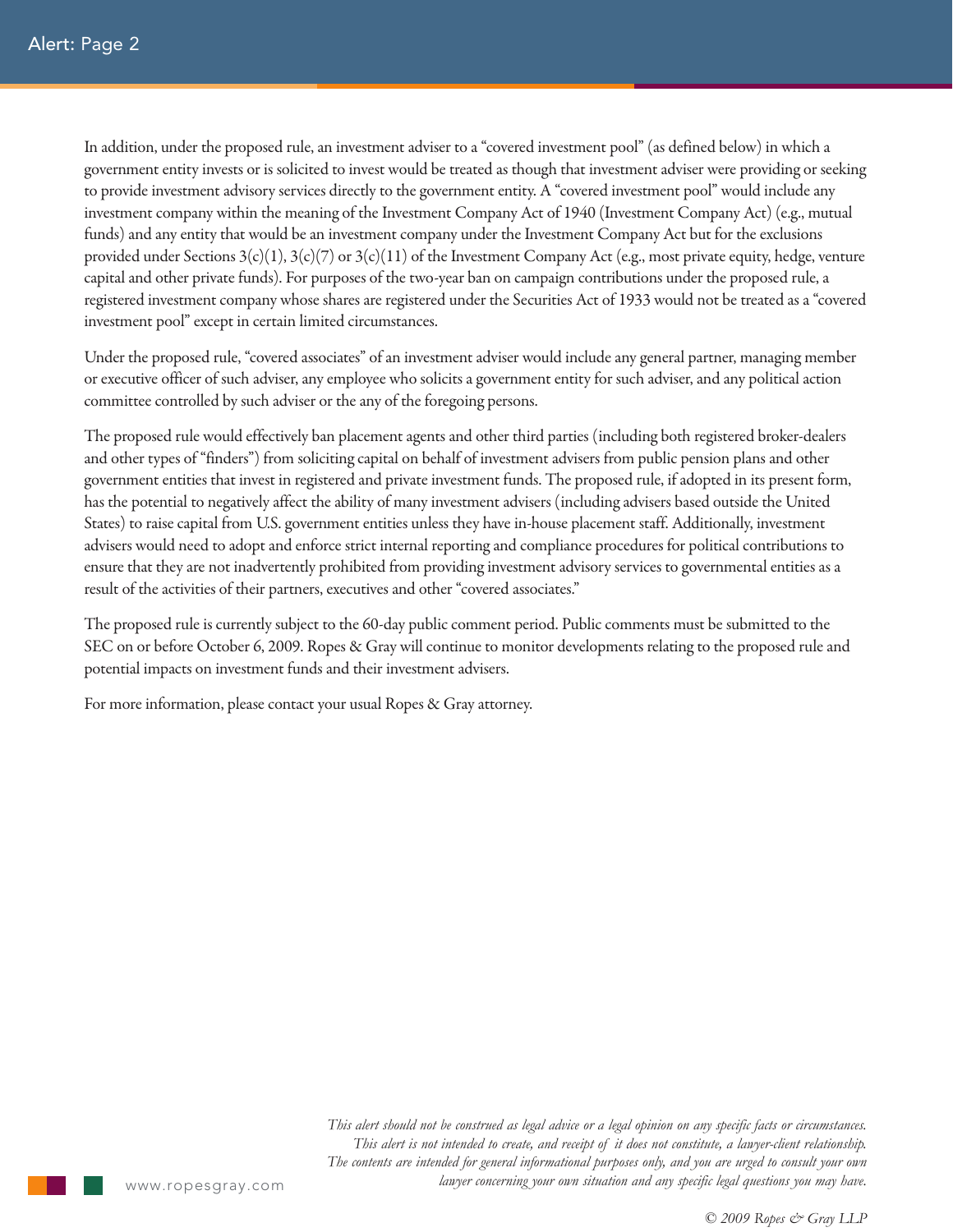In addition, under the proposed rule, an investment adviser to a "covered investment pool" (as defined below) in which a government entity invests or is solicited to invest would be treated as though that investment adviser were providing or seeking to provide investment advisory services directly to the government entity. A "covered investment pool" would include any investment company within the meaning of the Investment Company Act of 1940 (Investment Company Act) (e.g., mutual funds) and any entity that would be an investment company under the Investment Company Act but for the exclusions provided under Sections 3(c)(1), 3(c)(7) or 3(c)(11) of the Investment Company Act (e.g., most private equity, hedge, venture capital and other private funds). For purposes of the two-year ban on campaign contributions under the proposed rule, a registered investment company whose shares are registered under the Securities Act of 1933 would not be treated as a "covered investment pool" except in certain limited circumstances.

Under the proposed rule, "covered associates" of an investment adviser would include any general partner, managing member or executive officer of such adviser, any employee who solicits a government entity for such adviser, and any political action committee controlled by such adviser or the any of the foregoing persons.

The proposed rule would effectively ban placement agents and other third parties (including both registered broker-dealers and other types of "finders") from soliciting capital on behalf of investment advisers from public pension plans and other government entities that invest in registered and private investment funds. The proposed rule, if adopted in its present form, has the potential to negatively affect the ability of many investment advisers (including advisers based outside the United States) to raise capital from U.S. government entities unless they have in-house placement staff. Additionally, investment advisers would need to adopt and enforce strict internal reporting and compliance procedures for political contributions to ensure that they are not inadvertently prohibited from providing investment advisory services to governmental entities as a result of the activities of their partners, executives and other "covered associates."

The proposed rule is currently subject to the 60-day public comment period. Public comments must be submitted to the SEC on or before October 6, 2009. Ropes & Gray will continue to monitor developments relating to the proposed rule and potential impacts on investment funds and their investment advisers.

For more information, please contact your usual Ropes & Gray attorney.

*This alert should not be construed as legal advice or a legal opinion on any specific facts or circumstances. This alert is not intended to create, and receipt of it does not constitute, a lawyer-client relationship. The contents are intended for general informational purposes only, and you are urged to consult your own lawyer concerning your own situation and any specific legal questions you may have.*

www.ropesgray.com

*© 2009 Ropes & Gray LLP*